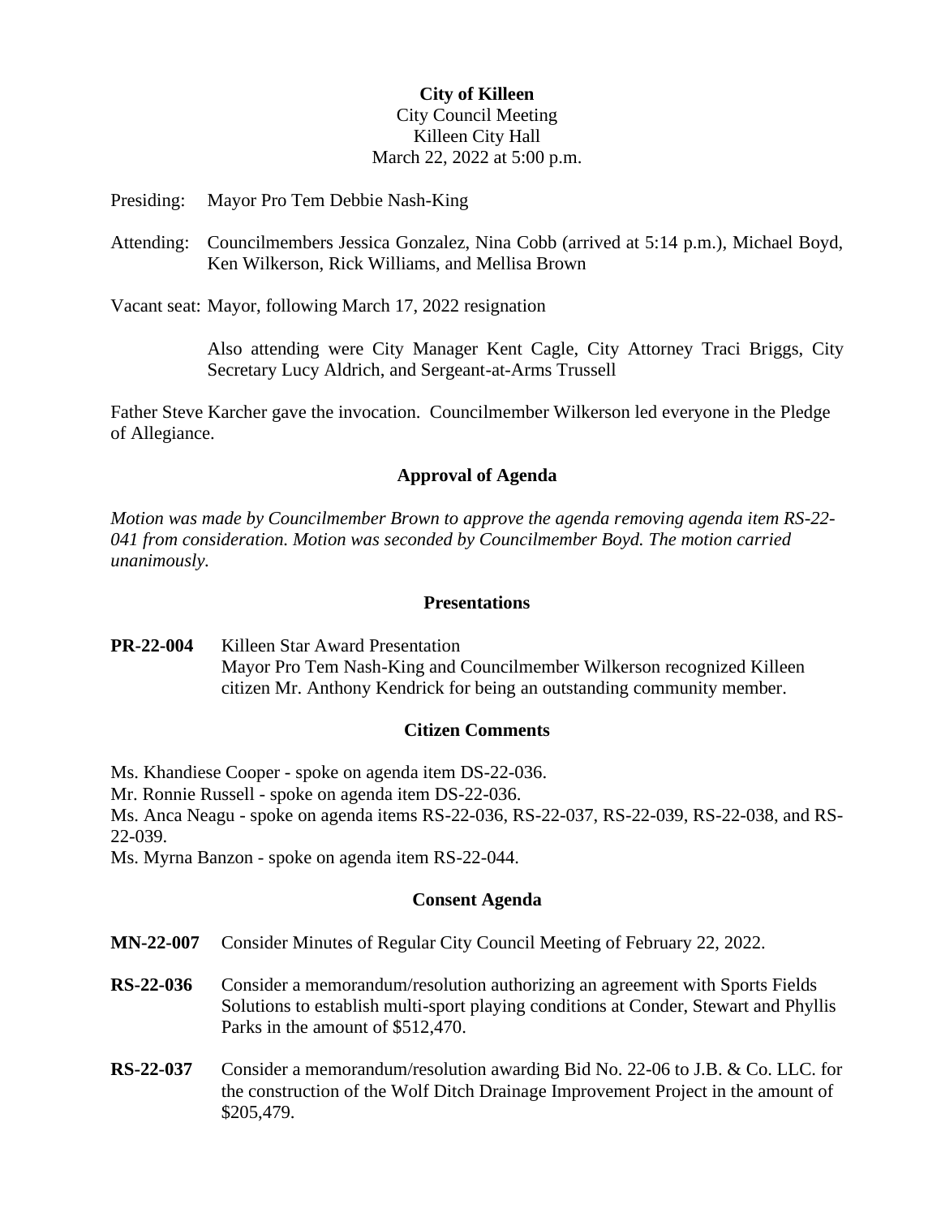**City of Killeen**
City Council Meeting
Killeen City Hall
March 22, 2022 at 5:00 p.m.

Presiding: Mayor Pro Tem Debbie Nash-King

Attending: Councilmembers Jessica Gonzalez, Nina Cobb (arrived at 5:14 p.m.), Michael Boyd, Ken Wilkerson, Rick Williams, and Mellisa Brown

Vacant seat: Mayor, following March 17, 2022 resignation

Also attending were City Manager Kent Cagle, City Attorney Traci Briggs, City Secretary Lucy Aldrich, and Sergeant-at-Arms Trussell

Father Steve Karcher gave the invocation. Councilmember Wilkerson led everyone in the Pledge of Allegiance.

## Approval of Agenda

*Motion was made by Councilmember Brown to approve the agenda removing agenda item RS-22-041 from consideration. Motion was seconded by Councilmember Boyd. The motion carried unanimously.*

## Presentations

**PR-22-004** Killeen Star Award Presentation
Mayor Pro Tem Nash-King and Councilmember Wilkerson recognized Killeen citizen Mr. Anthony Kendrick for being an outstanding community member.

## Citizen Comments

Ms. Khandiese Cooper - spoke on agenda item DS-22-036.
Mr. Ronnie Russell - spoke on agenda item DS-22-036.
Ms. Anca Neagu - spoke on agenda items RS-22-036, RS-22-037, RS-22-039, RS-22-038, and RS-22-039.
Ms. Myrna Banzon - spoke on agenda item RS-22-044.

## Consent Agenda

**MN-22-007** Consider Minutes of Regular City Council Meeting of February 22, 2022.

**RS-22-036** Consider a memorandum/resolution authorizing an agreement with Sports Fields Solutions to establish multi-sport playing conditions at Conder, Stewart and Phyllis Parks in the amount of $512,470.

**RS-22-037** Consider a memorandum/resolution awarding Bid No. 22-06 to J.B. & Co. LLC. for the construction of the Wolf Ditch Drainage Improvement Project in the amount of $205,479.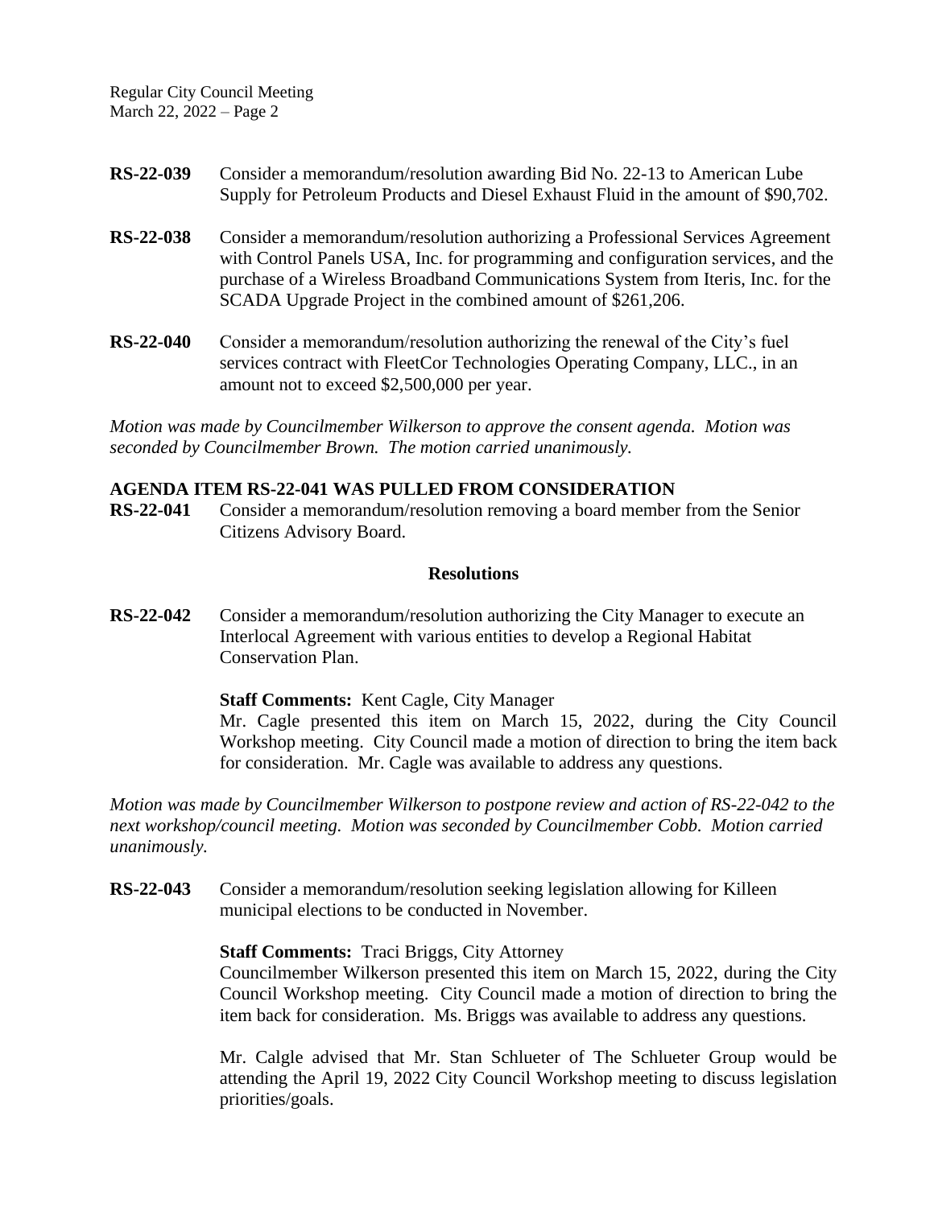**RS-22-039** Consider a memorandum/resolution awarding Bid No. 22-13 to American Lube Supply for Petroleum Products and Diesel Exhaust Fluid in the amount of $90,702.

**RS-22-038** Consider a memorandum/resolution authorizing a Professional Services Agreement with Control Panels USA, Inc. for programming and configuration services, and the purchase of a Wireless Broadband Communications System from Iteris, Inc. for the SCADA Upgrade Project in the combined amount of $261,206.

**RS-22-040** Consider a memorandum/resolution authorizing the renewal of the City's fuel services contract with FleetCor Technologies Operating Company, LLC., in an amount not to exceed $2,500,000 per year.

*Motion was made by Councilmember Wilkerson to approve the consent agenda. Motion was seconded by Councilmember Brown. The motion carried unanimously.*

**AGENDA ITEM RS-22-041 WAS PULLED FROM CONSIDERATION**

**RS-22-041** Consider a memorandum/resolution removing a board member from the Senior Citizens Advisory Board.

## Resolutions

**RS-22-042** Consider a memorandum/resolution authorizing the City Manager to execute an Interlocal Agreement with various entities to develop a Regional Habitat Conservation Plan.

**Staff Comments:** Kent Cagle, City Manager
Mr. Cagle presented this item on March 15, 2022, during the City Council Workshop meeting. City Council made a motion of direction to bring the item back for consideration. Mr. Cagle was available to address any questions.

*Motion was made by Councilmember Wilkerson to postpone review and action of RS-22-042 to the next workshop/council meeting. Motion was seconded by Councilmember Cobb. Motion carried unanimously.*

**RS-22-043** Consider a memorandum/resolution seeking legislation allowing for Killeen municipal elections to be conducted in November.

**Staff Comments:** Traci Briggs, City Attorney
Councilmember Wilkerson presented this item on March 15, 2022, during the City Council Workshop meeting. City Council made a motion of direction to bring the item back for consideration. Ms. Briggs was available to address any questions.

Mr. Calgle advised that Mr. Stan Schlueter of The Schlueter Group would be attending the April 19, 2022 City Council Workshop meeting to discuss legislation priorities/goals.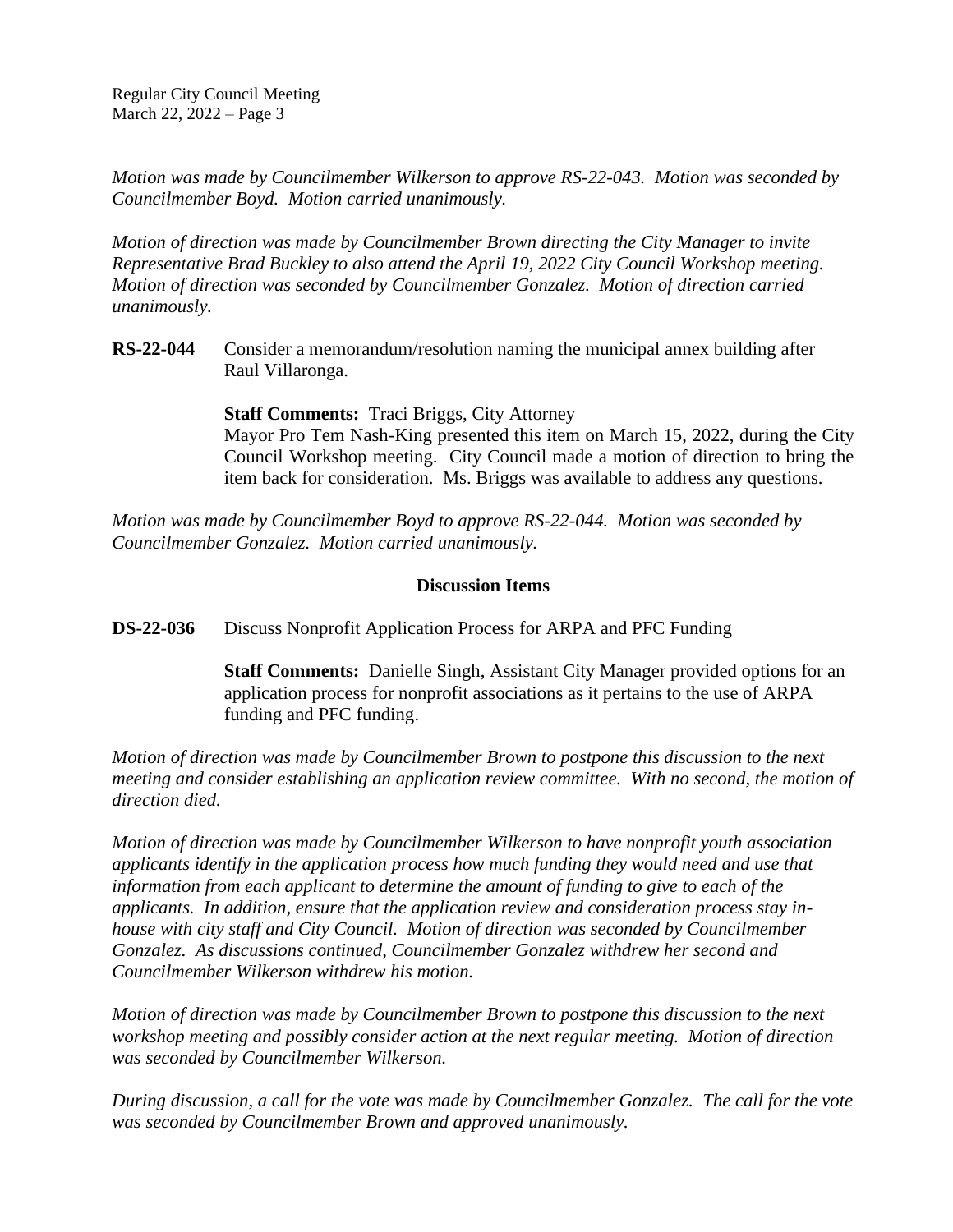*Motion was made by Councilmember Wilkerson to approve RS-22-043. Motion was seconded by Councilmember Boyd. Motion carried unanimously.*

*Motion of direction was made by Councilmember Brown directing the City Manager to invite Representative Brad Buckley to also attend the April 19, 2022 City Council Workshop meeting. Motion of direction was seconded by Councilmember Gonzalez. Motion of direction carried unanimously.*

**RS-22-044** Consider a memorandum/resolution naming the municipal annex building after Raul Villaronga.

**Staff Comments:** Traci Briggs, City Attorney
Mayor Pro Tem Nash-King presented this item on March 15, 2022, during the City Council Workshop meeting. City Council made a motion of direction to bring the item back for consideration. Ms. Briggs was available to address any questions.

*Motion was made by Councilmember Boyd to approve RS-22-044. Motion was seconded by Councilmember Gonzalez. Motion carried unanimously.*

## Discussion Items

**DS-22-036** Discuss Nonprofit Application Process for ARPA and PFC Funding

**Staff Comments:** Danielle Singh, Assistant City Manager provided options for an application process for nonprofit associations as it pertains to the use of ARPA funding and PFC funding.

*Motion of direction was made by Councilmember Brown to postpone this discussion to the next meeting and consider establishing an application review committee. With no second, the motion of direction died.*

*Motion of direction was made by Councilmember Wilkerson to have nonprofit youth association applicants identify in the application process how much funding they would need and use that information from each applicant to determine the amount of funding to give to each of the applicants. In addition, ensure that the application review and consideration process stay in-house with city staff and City Council. Motion of direction was seconded by Councilmember Gonzalez. As discussions continued, Councilmember Gonzalez withdrew her second and Councilmember Wilkerson withdrew his motion.*

*Motion of direction was made by Councilmember Brown to postpone this discussion to the next workshop meeting and possibly consider action at the next regular meeting. Motion of direction was seconded by Councilmember Wilkerson.*

*During discussion, a call for the vote was made by Councilmember Gonzalez. The call for the vote was seconded by Councilmember Brown and approved unanimously.*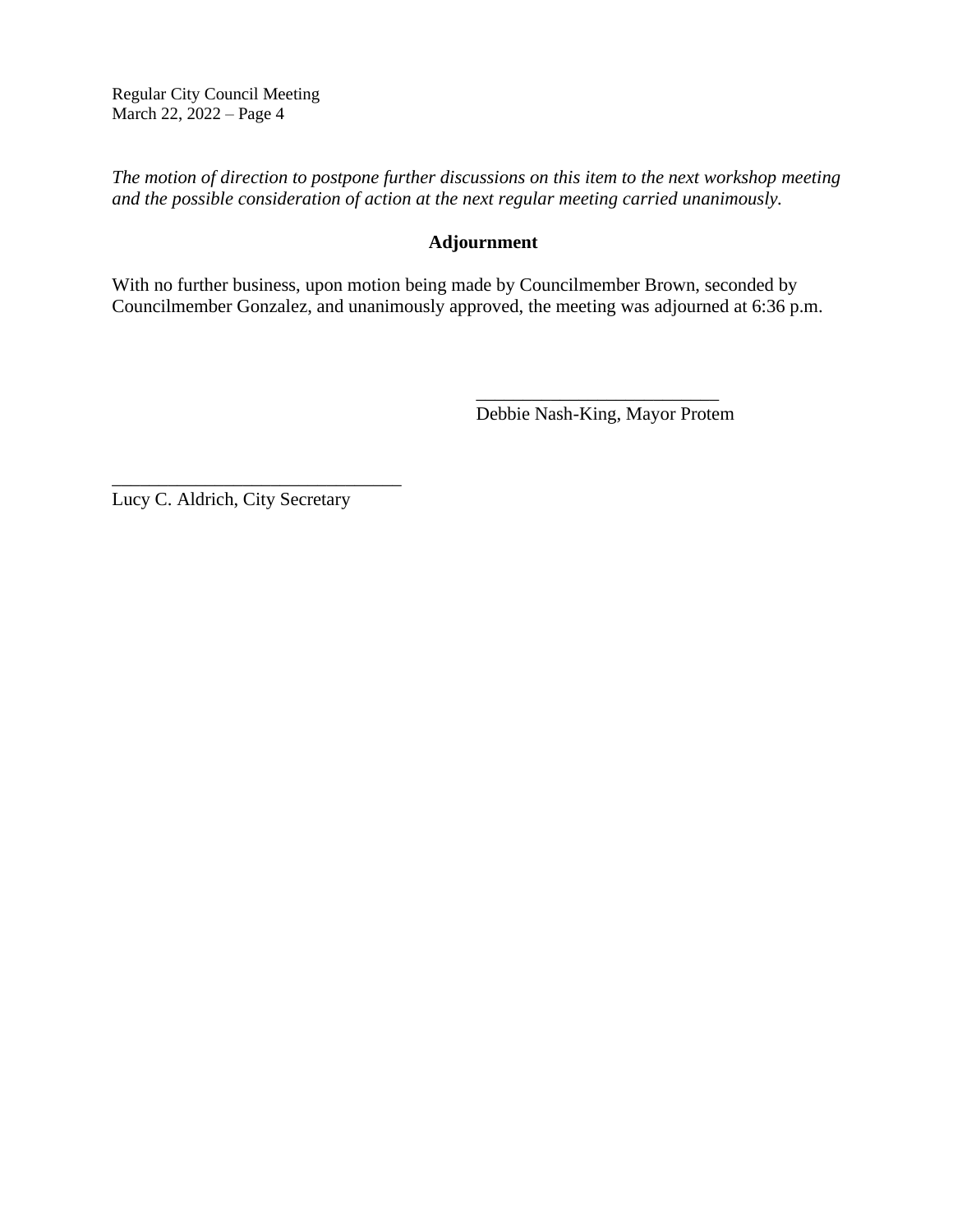*The motion of direction to postpone further discussions on this item to the next workshop meeting and the possible consideration of action at the next regular meeting carried unanimously.*

## Adjournment

With no further business, upon motion being made by Councilmember Brown, seconded by Councilmember Gonzalez, and unanimously approved, the meeting was adjourned at 6:36 p.m.

__________________________
Debbie Nash-King, Mayor Protem

_______________________________
Lucy C. Aldrich, City Secretary